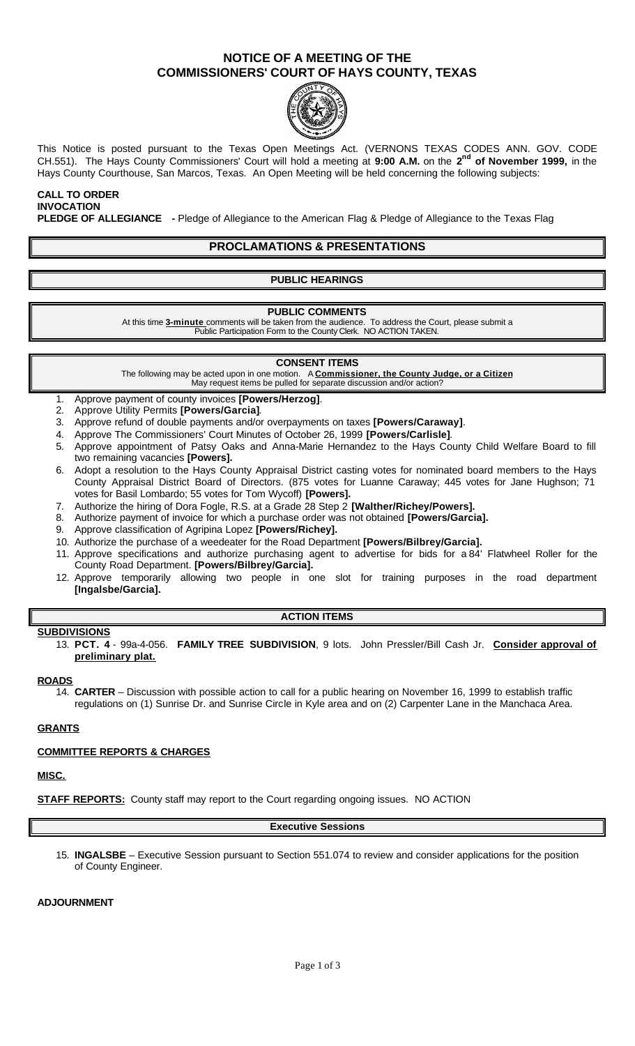# NOTICE OF A MEETING OF THE COMMISSIONERS' COURT OF HAYS COUNTY, TEXAS

This Notice is posted pursuant to the Texas Open Meetings Act. (VERNONS TEXAS CODES ANN. GOV. CODE CH.551). The Hays County Commissioners' Court will hold a meeting at **9:00 A.M.** on the **2nd of November 1999,** in the Hays County Courthouse, San Marcos, Texas. An Open Meeting will be held concerning the following subjects:

**CALL TO ORDER**
**INVOCATION**
**PLEDGE OF ALLEGIANCE -** Pledge of Allegiance to the American Flag & Pledge of Allegiance to the Texas Flag

## PROCLAMATIONS & PRESENTATIONS

### PUBLIC HEARINGS

### PUBLIC COMMENTS

At this time **3-minute** comments will be taken from the audience. To address the Court, please submit a Public Participation Form to the County Clerk. NO ACTION TAKEN.

### CONSENT ITEMS

The following may be acted upon in one motion. A **Commissioner, the County Judge, or a Citizen** May request items be pulled for separate discussion and/or action?

1. Approve payment of county invoices **[Powers/Herzog]**.
2. Approve Utility Permits **[Powers/Garcia]**.
3. Approve refund of double payments and/or overpayments on taxes **[Powers/Caraway]**.
4. Approve The Commissioners' Court Minutes of October 26, 1999 **[Powers/Carlisle]**.
5. Approve appointment of Patsy Oaks and Anna-Marie Hernandez to the Hays County Child Welfare Board to fill two remaining vacancies **[Powers].**
6. Adopt a resolution to the Hays County Appraisal District casting votes for nominated board members to the Hays County Appraisal District Board of Directors. (875 votes for Luanne Caraway; 445 votes for Jane Hughson; 71 votes for Basil Lombardo; 55 votes for Tom Wycoff) **[Powers].**
7. Authorize the hiring of Dora Fogle, R.S. at a Grade 28 Step 2 **[Walther/Richey/Powers].**
8. Authorize payment of invoice for which a purchase order was not obtained **[Powers/Garcia].**
9. Approve classification of Agripina Lopez **[Powers/Richey].**
10. Authorize the purchase of a weedeater for the Road Department **[Powers/Bilbrey/Garcia].**
11. Approve specifications and authorize purchasing agent to advertise for bids for a 84' Flatwheel Roller for the County Road Department. **[Powers/Bilbrey/Garcia].**
12. Approve temporarily allowing two people in one slot for training purposes in the road department **[Ingalsbe/Garcia].**

### ACTION ITEMS

**SUBDIVISIONS**

13. **PCT. 4** - 99a-4-056. **FAMILY TREE SUBDIVISION**, 9 lots. John Pressler/Bill Cash Jr. **Consider approval of preliminary plat.**

**ROADS**

14. **CARTER** – Discussion with possible action to call for a public hearing on November 16, 1999 to establish traffic regulations on (1) Sunrise Dr. and Sunrise Circle in Kyle area and on (2) Carpenter Lane in the Manchaca Area.

**GRANTS**

**COMMITTEE REPORTS & CHARGES**

**MISC.**

**STAFF REPORTS:** County staff may report to the Court regarding ongoing issues. NO ACTION

### Executive Sessions

15. **INGALSBE** – Executive Session pursuant to Section 551.074 to review and consider applications for the position of County Engineer.

**ADJOURNMENT**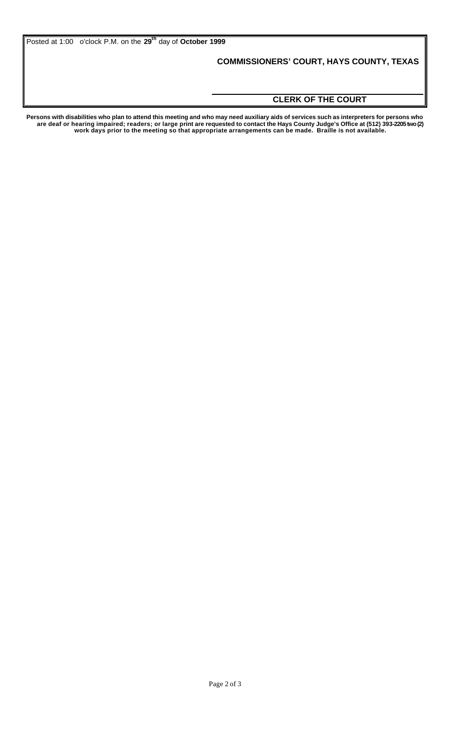Posted at 1:00 o'clock P.M. on the **29th** day of **October 1999**

**COMMISSIONERS' COURT, HAYS COUNTY, TEXAS**

**CLERK OF THE COURT**

**Persons with disabilities who plan to attend this meeting and who may need auxiliary aids of services such as interpreters for persons who are deaf or hearing impaired; readers; or large print are requested to contact the Hays County Judge's Office at (512) 393-2205 two (2) work days prior to the meeting so that appropriate arrangements can be made. Braille is not available.**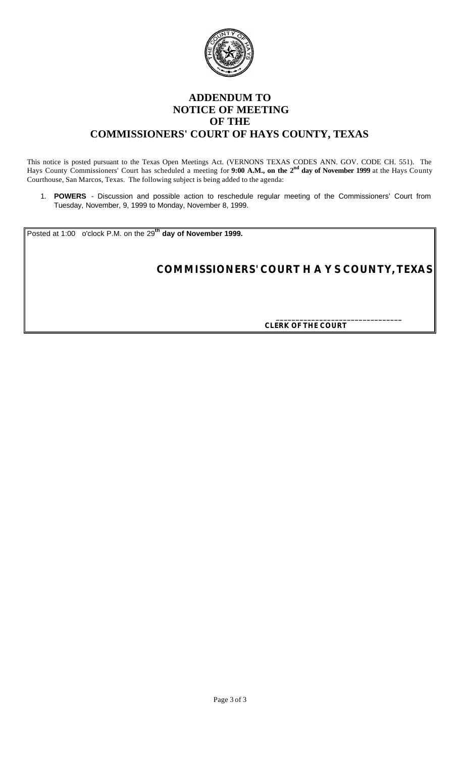# ADDENDUM TO NOTICE OF MEETING OF THE COMMISSIONERS' COURT OF HAYS COUNTY, TEXAS

This notice is posted pursuant to the Texas Open Meetings Act. (VERNONS TEXAS CODES ANN. GOV. CODE CH. 551). The Hays County Commissioners' Court has scheduled a meeting for **9:00 A.M., on the 2nd day of November 1999** at the Hays County Courthouse, San Marcos, Texas. The following subject is being added to the agenda:

1. **POWERS** - Discussion and possible action to reschedule regular meeting of the Commissioners' Court from Tuesday, November, 9, 1999 to Monday, November 8, 1999.

Posted at 1:00 o'clock P.M. on the 29th **day of November 1999.**

**COMMISSIONERS' COURT HAYS COUNTY, TEXAS**

_______________________________

**CLERK OF THE COURT**